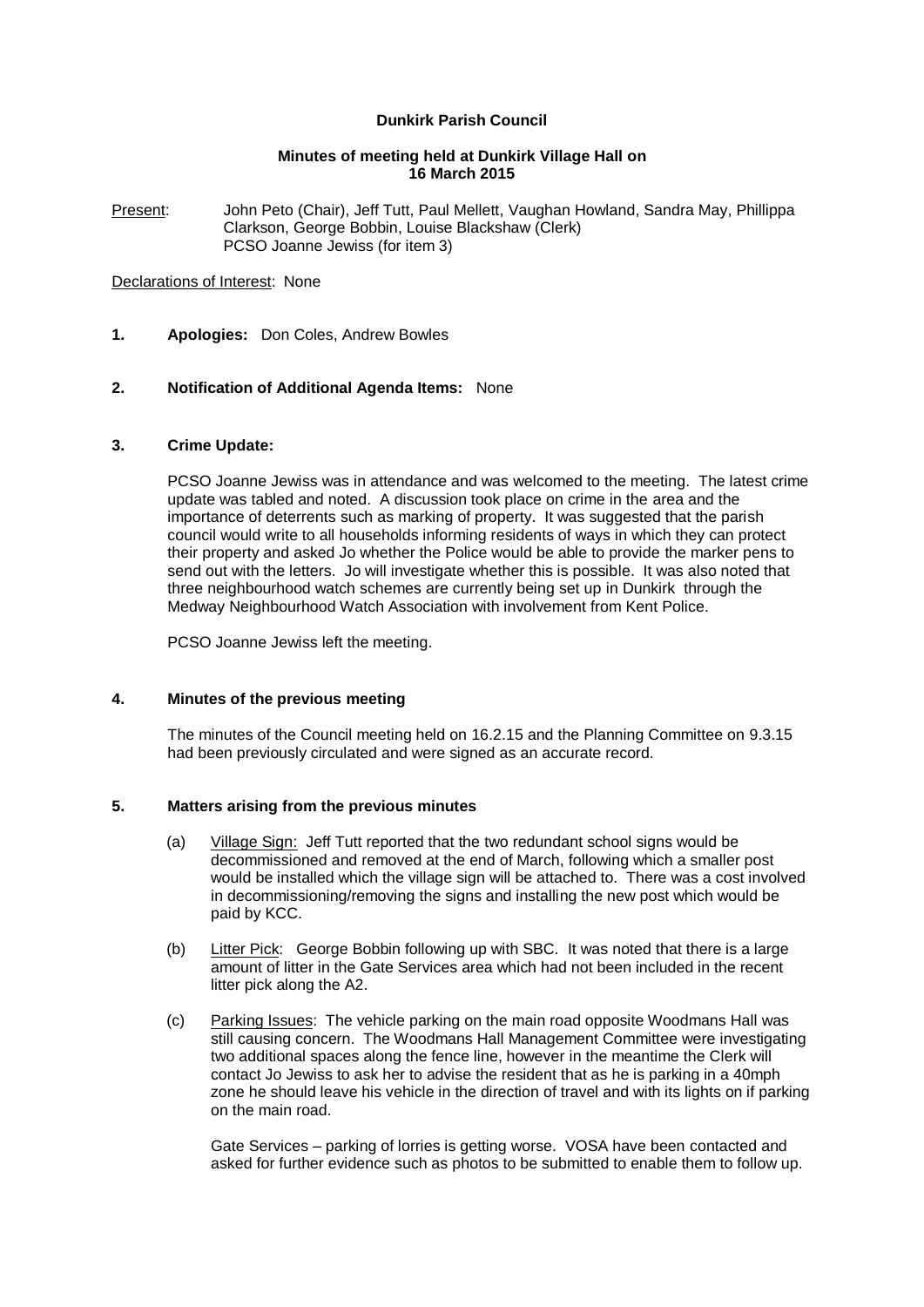**Dunkirk Parish Council**

**Minutes of meeting held at Dunkirk Village Hall on 16 March 2015**

Present: John Peto (Chair), Jeff Tutt, Paul Mellett, Vaughan Howland, Sandra May, Phillippa Clarkson, George Bobbin, Louise Blackshaw (Clerk)
PCSO Joanne Jewiss (for item 3)

Declarations of Interest: None

**1. Apologies:** Don Coles, Andrew Bowles

**2. Notification of Additional Agenda Items:** None

**3. Crime Update:**

PCSO Joanne Jewiss was in attendance and was welcomed to the meeting. The latest crime update was tabled and noted. A discussion took place on crime in the area and the importance of deterrents such as marking of property. It was suggested that the parish council would write to all households informing residents of ways in which they can protect their property and asked Jo whether the Police would be able to provide the marker pens to send out with the letters. Jo will investigate whether this is possible. It was also noted that three neighbourhood watch schemes are currently being set up in Dunkirk through the Medway Neighbourhood Watch Association with involvement from Kent Police.

PCSO Joanne Jewiss left the meeting.

**4. Minutes of the previous meeting**

The minutes of the Council meeting held on 16.2.15 and the Planning Committee on 9.3.15 had been previously circulated and were signed as an accurate record.

**5. Matters arising from the previous minutes**

(a) Village Sign: Jeff Tutt reported that the two redundant school signs would be decommissioned and removed at the end of March, following which a smaller post would be installed which the village sign will be attached to. There was a cost involved in decommissioning/removing the signs and installing the new post which would be paid by KCC.

(b) Litter Pick: George Bobbin following up with SBC. It was noted that there is a large amount of litter in the Gate Services area which had not been included in the recent litter pick along the A2.

(c) Parking Issues: The vehicle parking on the main road opposite Woodmans Hall was still causing concern. The Woodmans Hall Management Committee were investigating two additional spaces along the fence line, however in the meantime the Clerk will contact Jo Jewiss to ask her to advise the resident that as he is parking in a 40mph zone he should leave his vehicle in the direction of travel and with its lights on if parking on the main road.

Gate Services – parking of lorries is getting worse. VOSA have been contacted and asked for further evidence such as photos to be submitted to enable them to follow up.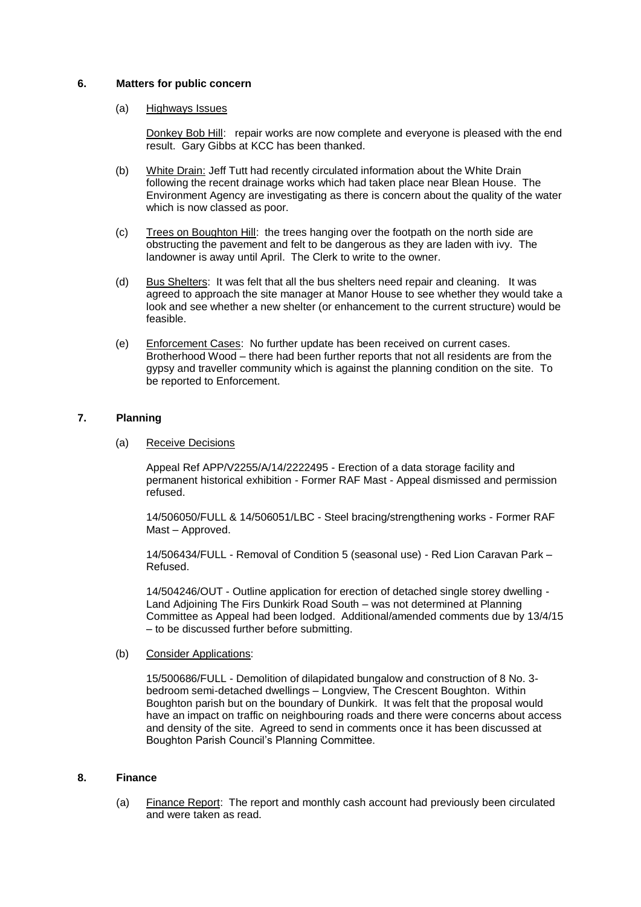## 6. Matters for public concern

(a) Highways Issues

Donkey Bob Hill: repair works are now complete and everyone is pleased with the end result. Gary Gibbs at KCC has been thanked.

(b) White Drain: Jeff Tutt had recently circulated information about the White Drain following the recent drainage works which had taken place near Blean House. The Environment Agency are investigating as there is concern about the quality of the water which is now classed as poor.

(c) Trees on Boughton Hill: the trees hanging over the footpath on the north side are obstructing the pavement and felt to be dangerous as they are laden with ivy. The landowner is away until April. The Clerk to write to the owner.

(d) Bus Shelters: It was felt that all the bus shelters need repair and cleaning. It was agreed to approach the site manager at Manor House to see whether they would take a look and see whether a new shelter (or enhancement to the current structure) would be feasible.

(e) Enforcement Cases: No further update has been received on current cases. Brotherhood Wood – there had been further reports that not all residents are from the gypsy and traveller community which is against the planning condition on the site. To be reported to Enforcement.

## 7. Planning

(a) Receive Decisions

Appeal Ref APP/V2255/A/14/2222495 - Erection of a data storage facility and permanent historical exhibition - Former RAF Mast - Appeal dismissed and permission refused.

14/506050/FULL & 14/506051/LBC - Steel bracing/strengthening works - Former RAF Mast – Approved.

14/506434/FULL - Removal of Condition 5 (seasonal use) - Red Lion Caravan Park – Refused.

14/504246/OUT - Outline application for erection of detached single storey dwelling - Land Adjoining The Firs Dunkirk Road South – was not determined at Planning Committee as Appeal had been lodged. Additional/amended comments due by 13/4/15 – to be discussed further before submitting.

(b) Consider Applications:

15/500686/FULL - Demolition of dilapidated bungalow and construction of 8 No. 3-bedroom semi-detached dwellings – Longview, The Crescent Boughton. Within Boughton parish but on the boundary of Dunkirk. It was felt that the proposal would have an impact on traffic on neighbouring roads and there were concerns about access and density of the site. Agreed to send in comments once it has been discussed at Boughton Parish Council's Planning Committee.

## 8. Finance

(a) Finance Report: The report and monthly cash account had previously been circulated and were taken as read.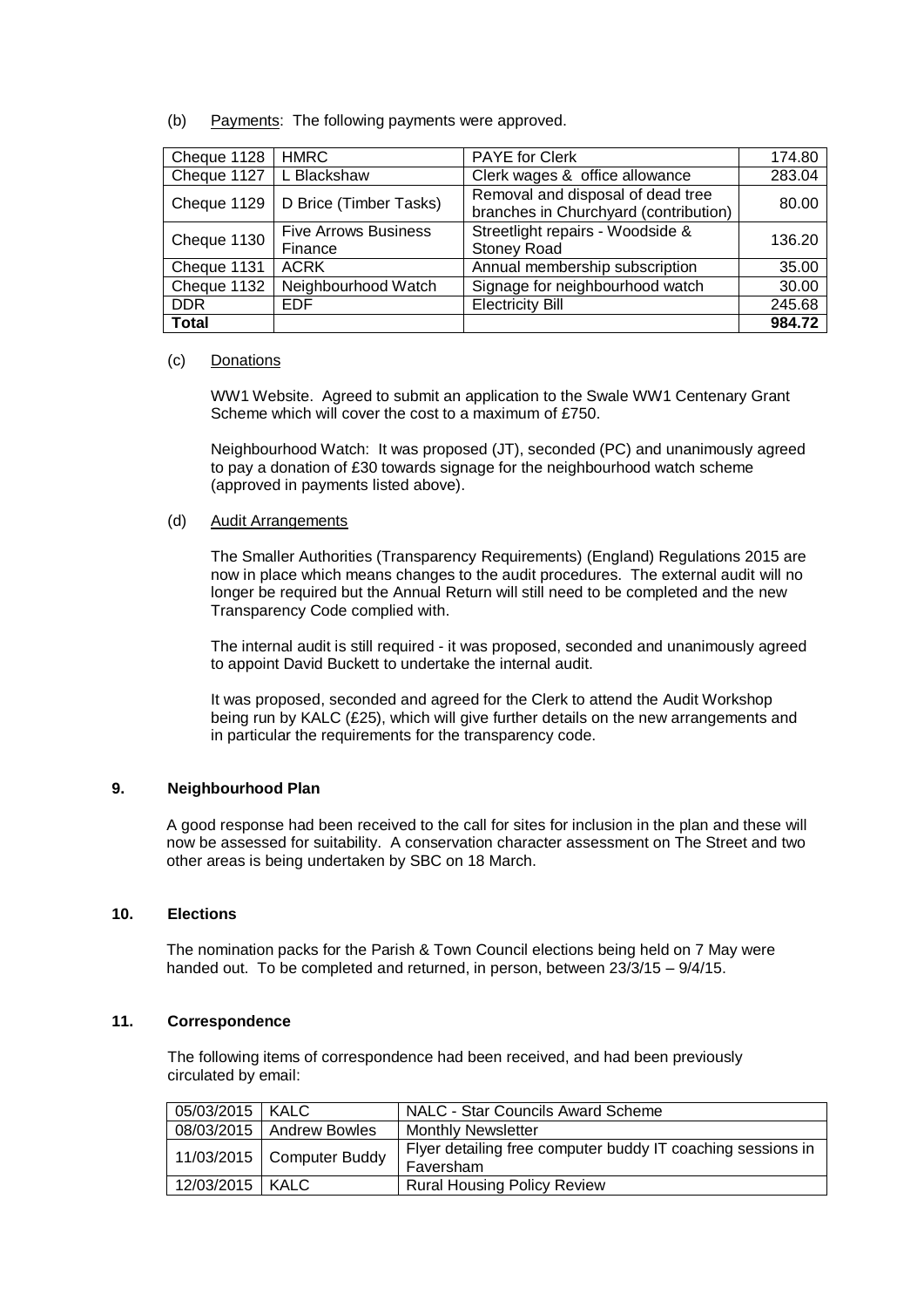(b) Payments: The following payments were approved.

| Cheque 1128 | HMRC | PAYE for Clerk | 174.80 |
|---|---|---|---|
| Cheque 1127 | L Blackshaw | Clerk wages & office allowance | 283.04 |
| Cheque 1129 | D Brice (Timber Tasks) | Removal and disposal of dead tree branches in Churchyard (contribution) | 80.00 |
| Cheque 1130 | Five Arrows Business Finance | Streetlight repairs - Woodside & Stoney Road | 136.20 |
| Cheque 1131 | ACRK | Annual membership subscription | 35.00 |
| Cheque 1132 | Neighbourhood Watch | Signage for neighbourhood watch | 30.00 |
| DDR | EDF | Electricity Bill | 245.68 |
| **Total** | | | **984.72** |

(c) Donations

WW1 Website. Agreed to submit an application to the Swale WW1 Centenary Grant Scheme which will cover the cost to a maximum of £750.

Neighbourhood Watch: It was proposed (JT), seconded (PC) and unanimously agreed to pay a donation of £30 towards signage for the neighbourhood watch scheme (approved in payments listed above).

(d) Audit Arrangements

The Smaller Authorities (Transparency Requirements) (England) Regulations 2015 are now in place which means changes to the audit procedures. The external audit will no longer be required but the Annual Return will still need to be completed and the new Transparency Code complied with.

The internal audit is still required - it was proposed, seconded and unanimously agreed to appoint David Buckett to undertake the internal audit.

It was proposed, seconded and agreed for the Clerk to attend the Audit Workshop being run by KALC (£25), which will give further details on the new arrangements and in particular the requirements for the transparency code.

## 9. Neighbourhood Plan

A good response had been received to the call for sites for inclusion in the plan and these will now be assessed for suitability. A conservation character assessment on The Street and two other areas is being undertaken by SBC on 18 March.

## 10. Elections

The nomination packs for the Parish & Town Council elections being held on 7 May were handed out. To be completed and returned, in person, between 23/3/15 – 9/4/15.

## 11. Correspondence

The following items of correspondence had been received, and had been previously circulated by email:

| 05/03/2015 | KALC | NALC - Star Councils Award Scheme |
|---|---|---|
| 08/03/2015 | Andrew Bowles | Monthly Newsletter |
| 11/03/2015 | Computer Buddy | Flyer detailing free computer buddy IT coaching sessions in Faversham |
| 12/03/2015 | KALC | Rural Housing Policy Review |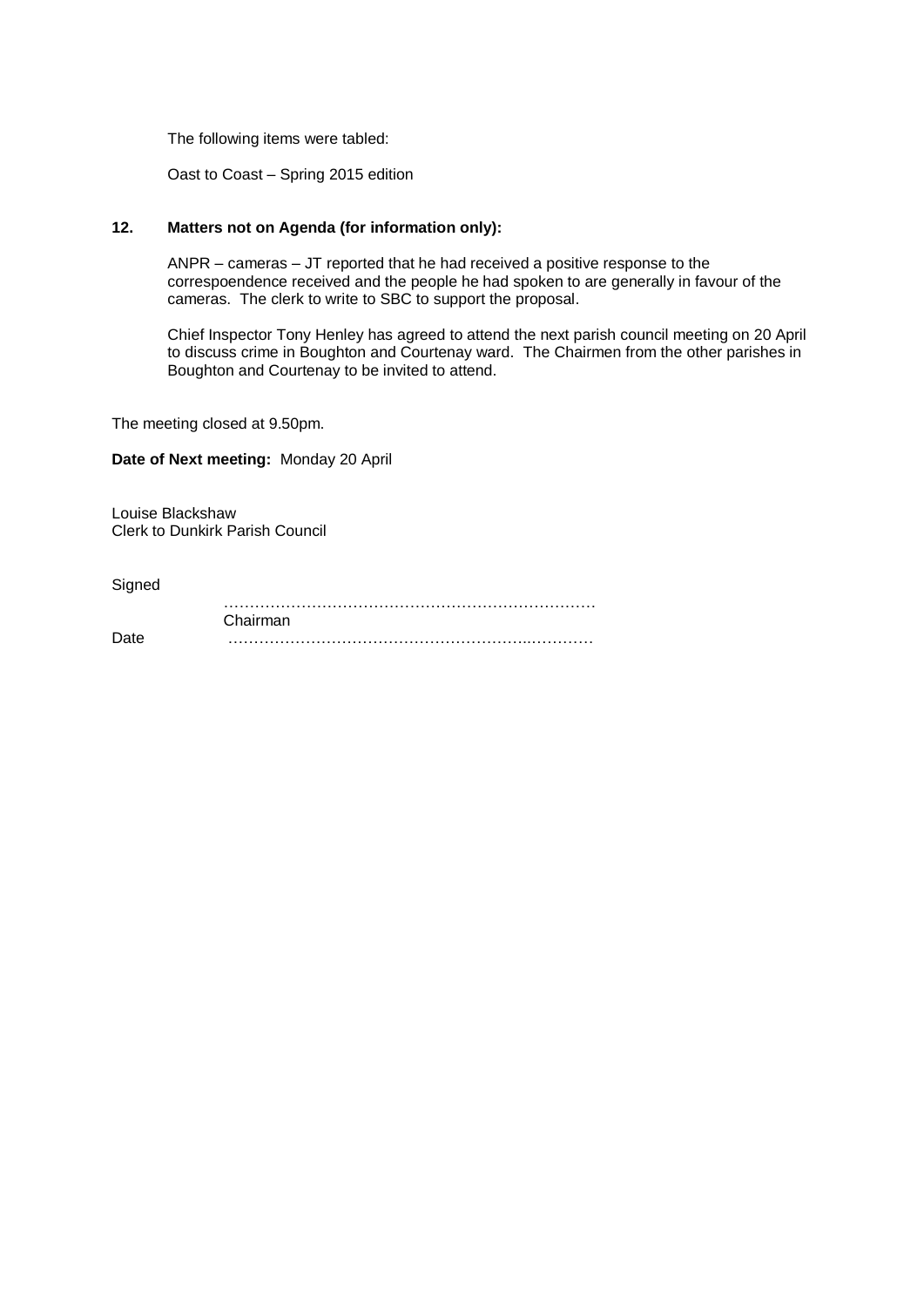The following items were tabled:

Oast to Coast – Spring 2015 edition

**12. Matters not on Agenda (for information only):**

ANPR – cameras – JT reported that he had received a positive response to the correspoendence received and the people he had spoken to are generally in favour of the cameras. The clerk to write to SBC to support the proposal.

Chief Inspector Tony Henley has agreed to attend the next parish council meeting on 20 April to discuss crime in Boughton and Courtenay ward. The Chairmen from the other parishes in Boughton and Courtenay to be invited to attend.

The meeting closed at 9.50pm.

**Date of Next meeting:** Monday 20 April

Louise Blackshaw
Clerk to Dunkirk Parish Council

Signed ……………………………………………………………
Chairman

Date ……………………………………………………..…………